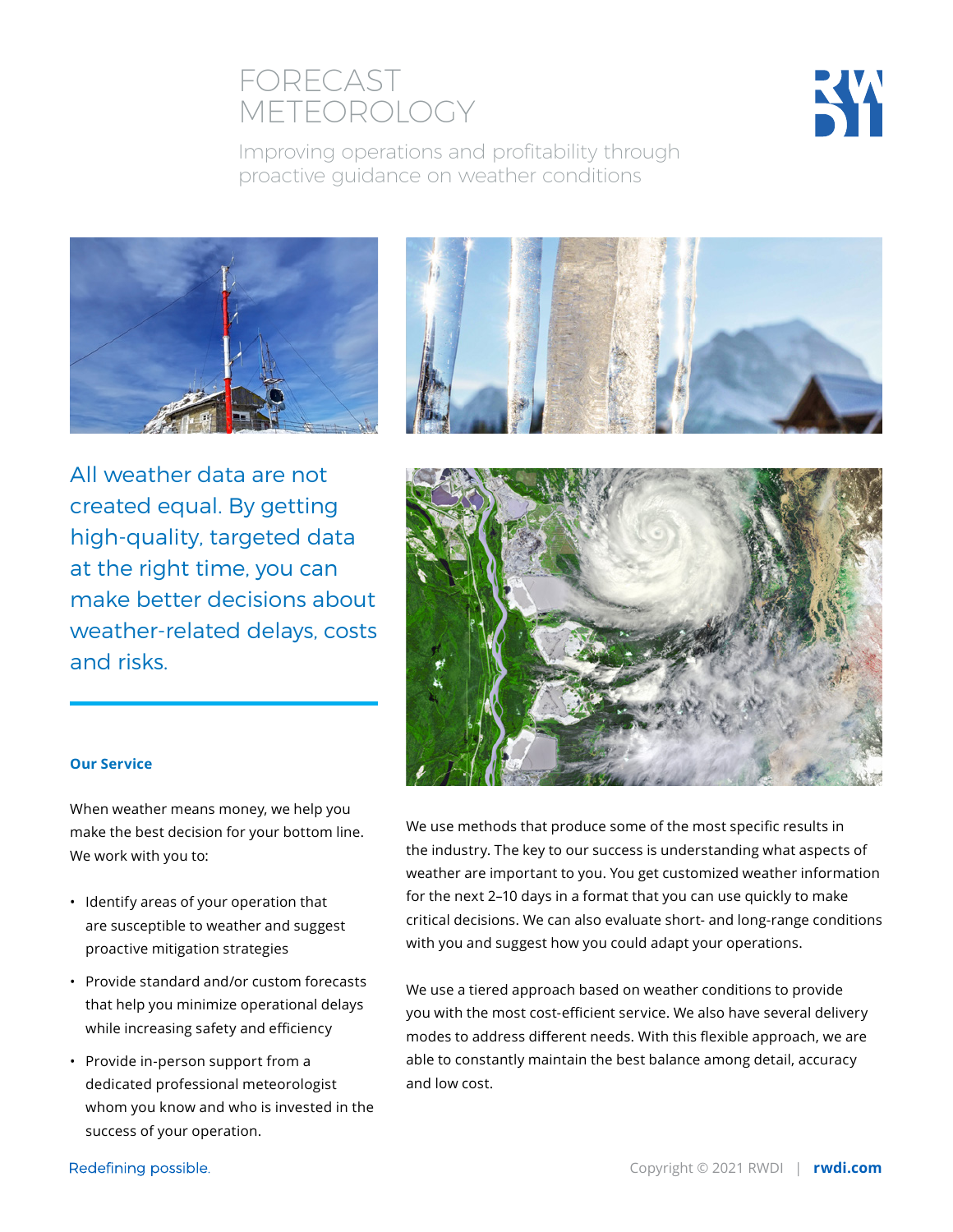# FORECAST METEOROLOGY

Improving operations and profitability through proactive guidance on weather conditions

All weather data are not created equal. By getting high-quality, targeted data at the right time, you can make better decisions about weather-related delays, costs and risks.

### Our Service

When weather means money, we help you make the best decision for your bottom line. We work with you to:

- Identify areas of your operation that are susceptible to weather and suggest proactive mitigation strategies
- Provide standard and/or custom forecasts that help you minimize operational delays while increasing safety and efficiency
- Provide in-person support from a dedicated professional meteorologist whom you know and who is invested in the success of your operation.

We use methods that produce some of the most specific results in the industry. The key to our success is understanding what aspects of weather are important to you. You get customized weather information for the next 2–10 days in a format that you can use quickly to make critical decisions. We can also evaluate short- and long-range conditions with you and suggest how you could adapt your operations.

We use a tiered approach based on weather conditions to provide you with the most cost-efficient service. We also have several delivery modes to address different needs. With this flexible approach, we are able to constantly maintain the best balance among detail, accuracy and low cost.

Redefining possible.

Copyright © 2021 RWDI | **rwdi.com**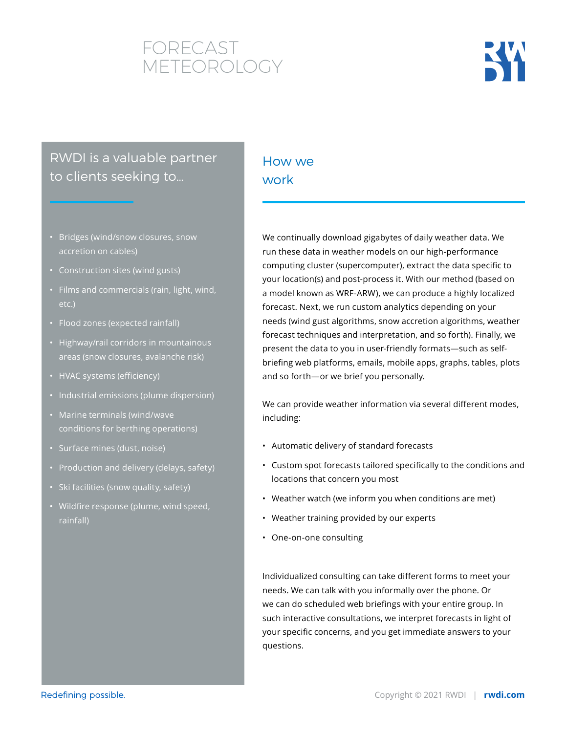# FORECAST METEOROLOGY

## RWDI is a valuable partner to clients seeking to...

- Bridges (wind/snow closures, snow accretion on cables)
- Construction sites (wind gusts)
- Films and commercials (rain, light, wind, etc.)
- Flood zones (expected rainfall)
- Highway/rail corridors in mountainous areas (snow closures, avalanche risk)
- HVAC systems (efficiency)
- Industrial emissions (plume dispersion)
- Marine terminals (wind/wave conditions for berthing operations)
- Surface mines (dust, noise)
- Production and delivery (delays, safety)
- Ski facilities (snow quality, safety)
- Wildfire response (plume, wind speed, rainfall)

## How we work

We continually download gigabytes of daily weather data. We run these data in weather models on our high-performance computing cluster (supercomputer), extract the data specific to your location(s) and post-process it. With our method (based on a model known as WRF-ARW), we can produce a highly localized forecast. Next, we run custom analytics depending on your needs (wind gust algorithms, snow accretion algorithms, weather forecast techniques and interpretation, and so forth). Finally, we present the data to you in user-friendly formats—such as self-briefing web platforms, emails, mobile apps, graphs, tables, plots and so forth—or we brief you personally.

We can provide weather information via several different modes, including:

- Automatic delivery of standard forecasts
- Custom spot forecasts tailored specifically to the conditions and locations that concern you most
- Weather watch (we inform you when conditions are met)
- Weather training provided by our experts
- One-on-one consulting

Individualized consulting can take different forms to meet your needs. We can talk with you informally over the phone. Or we can do scheduled web briefings with your entire group. In such interactive consultations, we interpret forecasts in light of your specific concerns, and you get immediate answers to your questions.